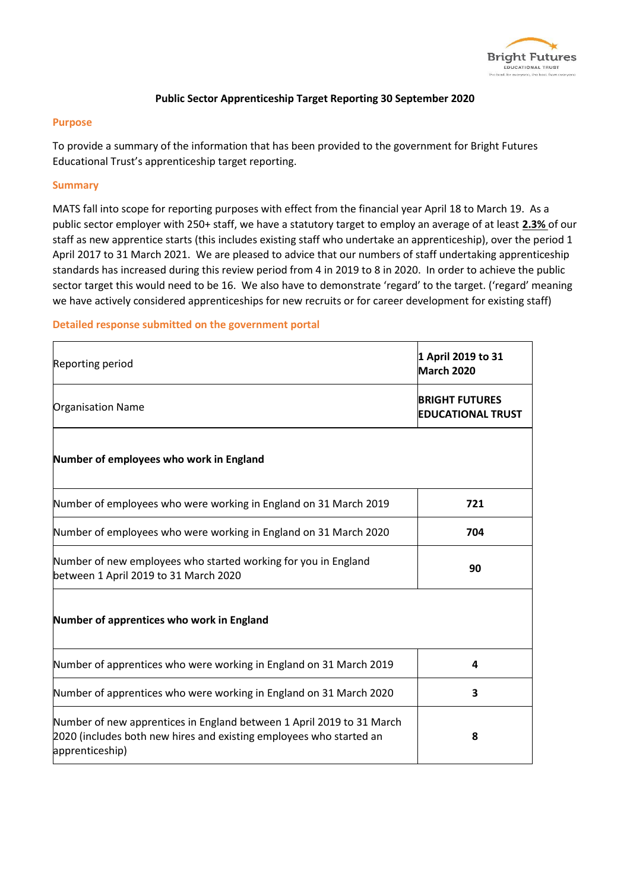**Public Sector Apprenticeship Target Reporting 30 September 2020**

## Purpose

To provide a summary of the information that has been provided to the government for Bright Futures Educational Trust's apprenticeship target reporting.

## Summary

MATS fall into scope for reporting purposes with effect from the financial year April 18 to March 19. As a public sector employer with 250+ staff, we have a statutory target to employ an average of at least **2.3%** of our staff as new apprentice starts (this includes existing staff who undertake an apprenticeship), over the period 1 April 2017 to 31 March 2021. We are pleased to advice that our numbers of staff undertaking apprenticeship standards has increased during this review period from 4 in 2019 to 8 in 2020. In order to achieve the public sector target this would need to be 16. We also have to demonstrate 'regard' to the target. ('regard' meaning we have actively considered apprenticeships for new recruits or for career development for existing staff)

## Detailed response submitted on the government portal

| Reporting period | **1 April 2019 to 31 March 2020** |
|---|---|
| Organisation Name | **BRIGHT FUTURES EDUCATIONAL TRUST** |
| **Number of employees who work in England** | |
| Number of employees who were working in England on 31 March 2019 | **721** |
| Number of employees who were working in England on 31 March 2020 | **704** |
| Number of new employees who started working for you in England between 1 April 2019 to 31 March 2020 | **90** |
| **Number of apprentices who work in England** | |
| Number of apprentices who were working in England on 31 March 2019 | **4** |
| Number of apprentices who were working in England on 31 March 2020 | **3** |
| Number of new apprentices in England between 1 April 2019 to 31 March 2020 (includes both new hires and existing employees who started an apprenticeship) | **8** |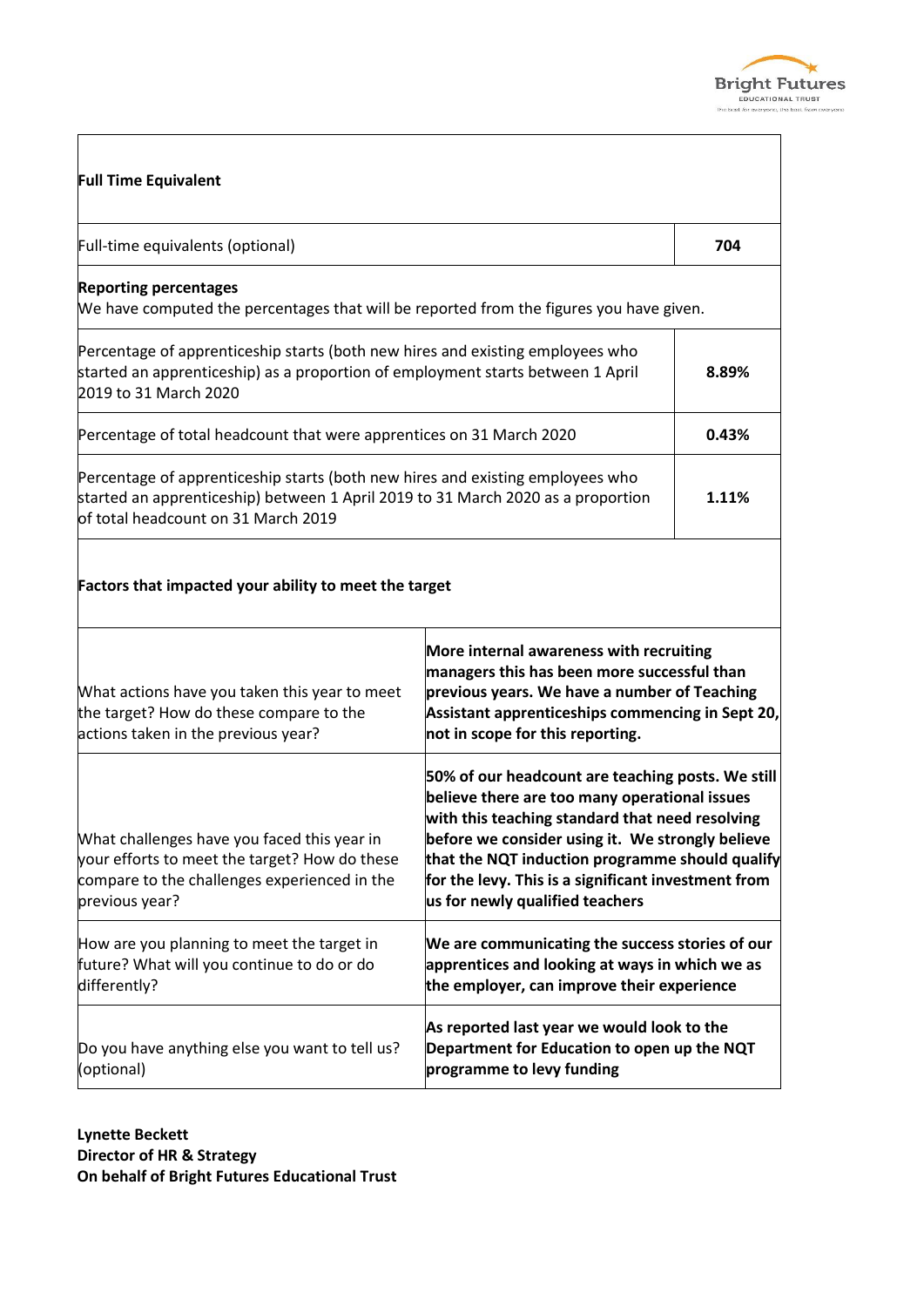| **Full Time Equivalent** | |
|---|---|
| Full-time equivalents (optional) | **704** |
| **Reporting percentages**<br>We have computed the percentages that will be reported from the figures you have given. | |
| Percentage of apprenticeship starts (both new hires and existing employees who started an apprenticeship) as a proportion of employment starts between 1 April 2019 to 31 March 2020 | **8.89%** |
| Percentage of total headcount that were apprentices on 31 March 2020 | **0.43%** |
| Percentage of apprenticeship starts (both new hires and existing employees who started an apprenticeship) between 1 April 2019 to 31 March 2020 as a proportion of total headcount on 31 March 2019 | **1.11%** |

| **Factors that impacted your ability to meet the target** | |
|---|---|
| What actions have you taken this year to meet the target? How do these compare to the actions taken in the previous year? | **More internal awareness with recruiting managers this has been more successful than previous years. We have a number of Teaching Assistant apprenticeships commencing in Sept 20, not in scope for this reporting.** |
| What challenges have you faced this year in your efforts to meet the target? How do these compare to the challenges experienced in the previous year? | **50% of our headcount are teaching posts. We still believe there are too many operational issues with this teaching standard that need resolving before we consider using it. We strongly believe that the NQT induction programme should qualify for the levy. This is a significant investment from us for newly qualified teachers** |
| How are you planning to meet the target in future? What will you continue to do or do differently? | **We are communicating the success stories of our apprentices and looking at ways in which we as the employer, can improve their experience** |
| Do you have anything else you want to tell us? (optional) | **As reported last year we would look to the Department for Education to open up the NQT programme to levy funding** |

**Lynette Beckett**
**Director of HR & Strategy**
**On behalf of Bright Futures Educational Trust**